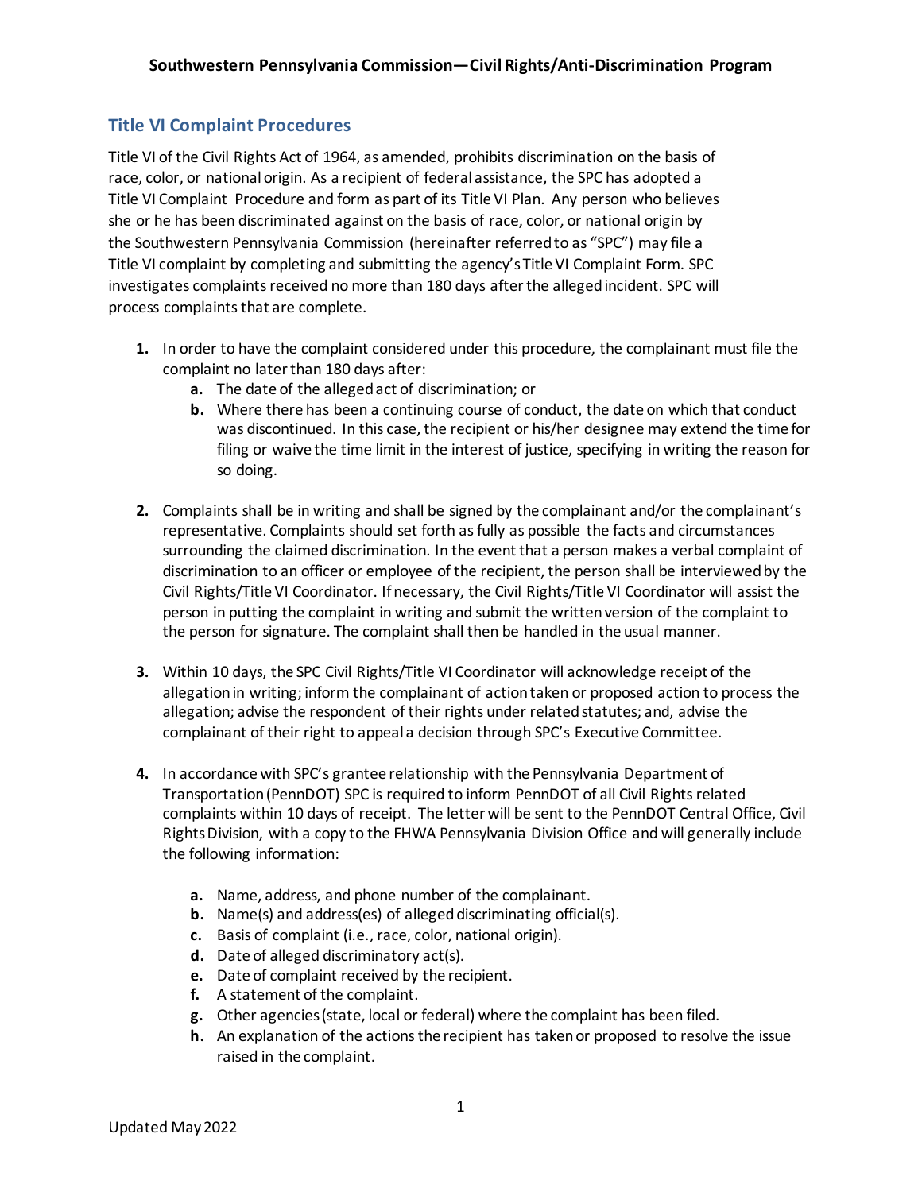## Title VI Complaint Procedures

Title VI of the Civil Rights Act of 1964, as amended, prohibits discrimination on the basis of race, color, or national origin. As a recipient of federal assistance, the SPC has adopted a Title VI Complaint Procedure and form as part of its Title VI Plan. Any person who believes she or he has been discriminated against on the basis of race, color, or national origin by the Southwestern Pennsylvania Commission (hereinafter referred to as "SPC") may file a Title VI complaint by completing and submitting the agency's Title VI Complaint Form. SPC investigates complaints received no more than 180 days after the alleged incident. SPC will process complaints that are complete.

1. In order to have the complaint considered under this procedure, the complainant must file the complaint no later than 180 days after:
   a. The date of the alleged act of discrimination; or
   b. Where there has been a continuing course of conduct, the date on which that conduct was discontinued. In this case, the recipient or his/her designee may extend the time for filing or waive the time limit in the interest of justice, specifying in writing the reason for so doing.

2. Complaints shall be in writing and shall be signed by the complainant and/or the complainant's representative. Complaints should set forth as fully as possible the facts and circumstances surrounding the claimed discrimination. In the event that a person makes a verbal complaint of discrimination to an officer or employee of the recipient, the person shall be interviewed by the Civil Rights/Title VI Coordinator. If necessary, the Civil Rights/Title VI Coordinator will assist the person in putting the complaint in writing and submit the written version of the complaint to the person for signature. The complaint shall then be handled in the usual manner.

3. Within 10 days, the SPC Civil Rights/Title VI Coordinator will acknowledge receipt of the allegation in writing; inform the complainant of action taken or proposed action to process the allegation; advise the respondent of their rights under related statutes; and, advise the complainant of their right to appeal a decision through SPC's Executive Committee.

4. In accordance with SPC's grantee relationship with the Pennsylvania Department of Transportation (PennDOT) SPC is required to inform PennDOT of all Civil Rights related complaints within 10 days of receipt. The letter will be sent to the PennDOT Central Office, Civil Rights Division, with a copy to the FHWA Pennsylvania Division Office and will generally include the following information:

   a. Name, address, and phone number of the complainant.
   b. Name(s) and address(es) of alleged discriminating official(s).
   c. Basis of complaint (i.e., race, color, national origin).
   d. Date of alleged discriminatory act(s).
   e. Date of complaint received by the recipient.
   f. A statement of the complaint.
   g. Other agencies (state, local or federal) where the complaint has been filed.
   h. An explanation of the actions the recipient has taken or proposed to resolve the issue raised in the complaint.

Updated May 2022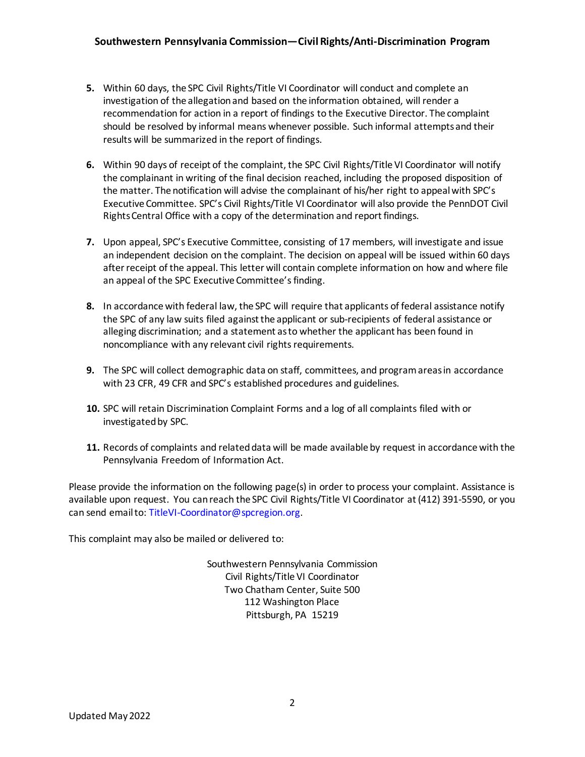5. Within 60 days, the SPC Civil Rights/Title VI Coordinator will conduct and complete an investigation of the allegation and based on the information obtained, will render a recommendation for action in a report of findings to the Executive Director. The complaint should be resolved by informal means whenever possible. Such informal attempts and their results will be summarized in the report of findings.

6. Within 90 days of receipt of the complaint, the SPC Civil Rights/Title VI Coordinator will notify the complainant in writing of the final decision reached, including the proposed disposition of the matter. The notification will advise the complainant of his/her right to appeal with SPC's Executive Committee. SPC's Civil Rights/Title VI Coordinator will also provide the PennDOT Civil Rights Central Office with a copy of the determination and report findings.

7. Upon appeal, SPC's Executive Committee, consisting of 17 members, will investigate and issue an independent decision on the complaint. The decision on appeal will be issued within 60 days after receipt of the appeal. This letter will contain complete information on how and where file an appeal of the SPC Executive Committee's finding.

8. In accordance with federal law, the SPC will require that applicants of federal assistance notify the SPC of any law suits filed against the applicant or sub-recipients of federal assistance or alleging discrimination; and a statement as to whether the applicant has been found in noncompliance with any relevant civil rights requirements.

9. The SPC will collect demographic data on staff, committees, and program areas in accordance with 23 CFR, 49 CFR and SPC's established procedures and guidelines.

10. SPC will retain Discrimination Complaint Forms and a log of all complaints filed with or investigated by SPC.

11. Records of complaints and related data will be made available by request in accordance with the Pennsylvania Freedom of Information Act.

Please provide the information on the following page(s) in order to process your complaint. Assistance is available upon request. You can reach the SPC Civil Rights/Title VI Coordinator at (412) 391-5590, or you can send email to: TitleVI-Coordinator@spcregion.org.

This complaint may also be mailed or delivered to:

Southwestern Pennsylvania Commission
Civil Rights/Title VI Coordinator
Two Chatham Center, Suite 500
112 Washington Place
Pittsburgh, PA 15219

Updated May 2022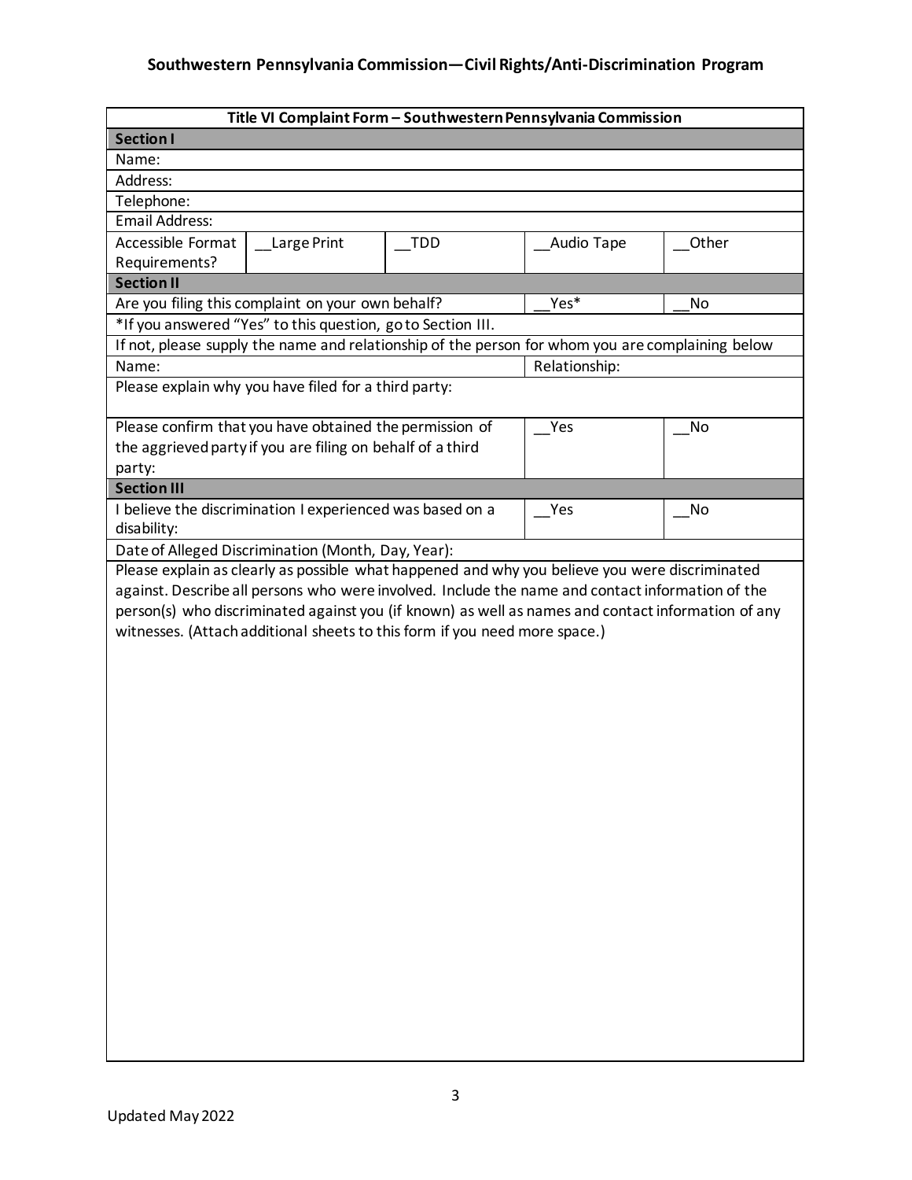**Southwestern Pennsylvania Commission—Civil Rights/Anti-Discrimination Program**

| Title VI Complaint Form – Southwestern Pennsylvania Commission | | | | |
|---|---|---|---|---|
| **Section I** | | | | |
| Name: | | | | |
| Address: | | | | |
| Telephone: | | | | |
| Email Address: | | | | |
| Accessible Format Requirements? | __Large Print | __TDD | __Audio Tape | __Other |
| **Section II** | | | | |
| Are you filing this complaint on your own behalf? | | | __Yes* | __No |
| *If you answered "Yes" to this question, go to Section III. | | | | |
| If not, please supply the name and relationship of the person for whom you are complaining below | | | | |
| Name: | | | Relationship: | |
| Please explain why you have filed for a third party: | | | | |
| Please confirm that you have obtained the permission of the aggrieved party if you are filing on behalf of a third party: | | | __Yes | __No |
| **Section III** | | | | |
| I believe the discrimination I experienced was based on a disability: | | | __Yes | __No |
| Date of Alleged Discrimination (Month, Day, Year): | | | | |
| Please explain as clearly as possible what happened and why you believe you were discriminated against. Describe all persons who were involved. Include the name and contact information of the person(s) who discriminated against you (if known) as well as names and contact information of any witnesses. (Attach additional sheets to this form if you need more space.) | | | | |

Updated May 2022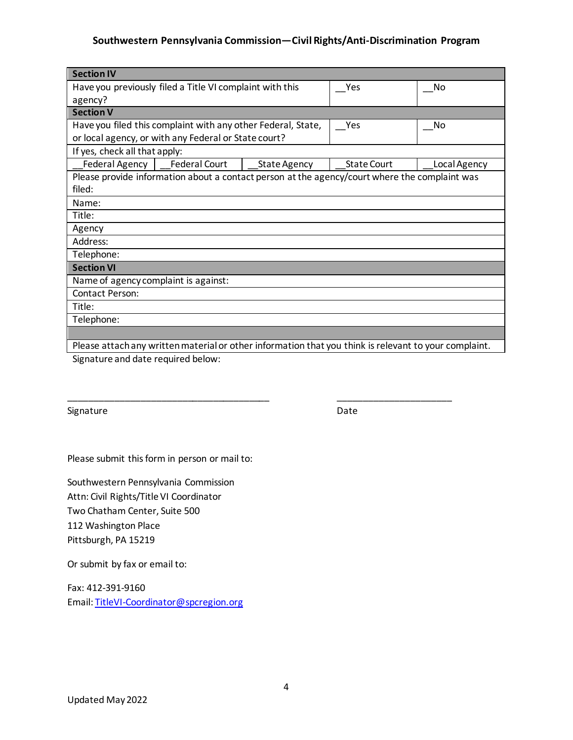| Section IV | | | | |
|---|---|---|---|---|
| Have you previously filed a Title VI complaint with this agency? | | | __Yes | __No |
| **Section V** | | | | |
| Have you filed this complaint with any other Federal, State, or local agency, or with any Federal or State court? | | | __Yes | __No |
| If yes, check all that apply: | | | | |
| __Federal Agency | __Federal Court | __State Agency | __State Court | __Local Agency |
| Please provide information about a contact person at the agency/court where the complaint was filed: | | | | |
| Name: | | | | |
| Title: | | | | |
| Agency | | | | |
| Address: | | | | |
| Telephone: | | | | |
| **Section VI** | | | | |
| Name of agency complaint is against: | | | | |
| Contact Person: | | | | |
| Title: | | | | |
| Telephone: | | | | |
| | | | | |
| Please attach any written material or other information that you think is relevant to your complaint. | | | | |

Signature and date required below:

\_\_\_\_\_\_\_\_\_\_\_\_\_\_\_\_\_\_\_\_\_\_\_\_\_\_\_\_\_\_\_\_\_\_\_\_\_\_\_\_ \_\_\_\_\_\_\_\_\_\_\_\_\_\_\_\_\_\_\_\_\_\_\_\_

Signature Date

Please submit this form in person or mail to:

Southwestern Pennsylvania Commission
Attn: Civil Rights/Title VI Coordinator
Two Chatham Center, Suite 500
112 Washington Place
Pittsburgh, PA 15219

Or submit by fax or email to:

Fax: 412-391-9160
Email: TitleVI-Coordinator@spcregion.org

Updated May 2022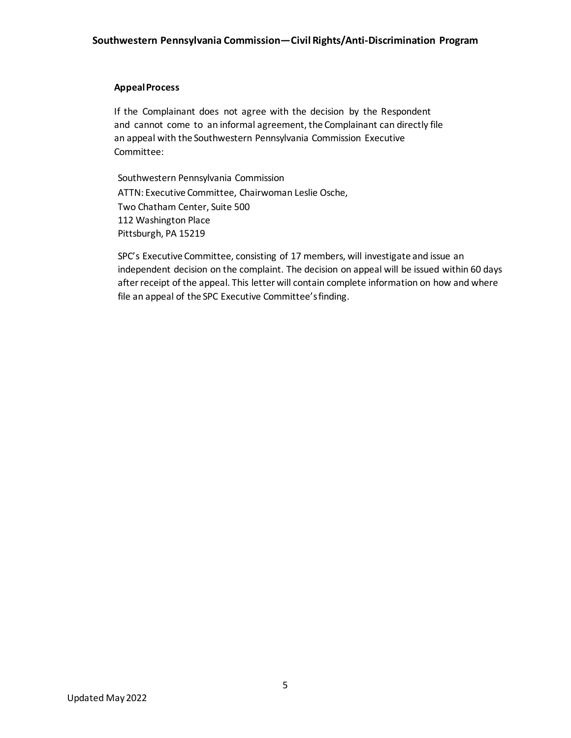### Appeal Process

If the Complainant does not agree with the decision by the Respondent and cannot come to an informal agreement, the Complainant can directly file an appeal with the Southwestern Pennsylvania Commission Executive Committee:

Southwestern Pennsylvania Commission
ATTN: Executive Committee, Chairwoman Leslie Osche,
Two Chatham Center, Suite 500
112 Washington Place
Pittsburgh, PA 15219

SPC's Executive Committee, consisting of 17 members, will investigate and issue an independent decision on the complaint. The decision on appeal will be issued within 60 days after receipt of the appeal. This letter will contain complete information on how and where file an appeal of the SPC Executive Committee's finding.